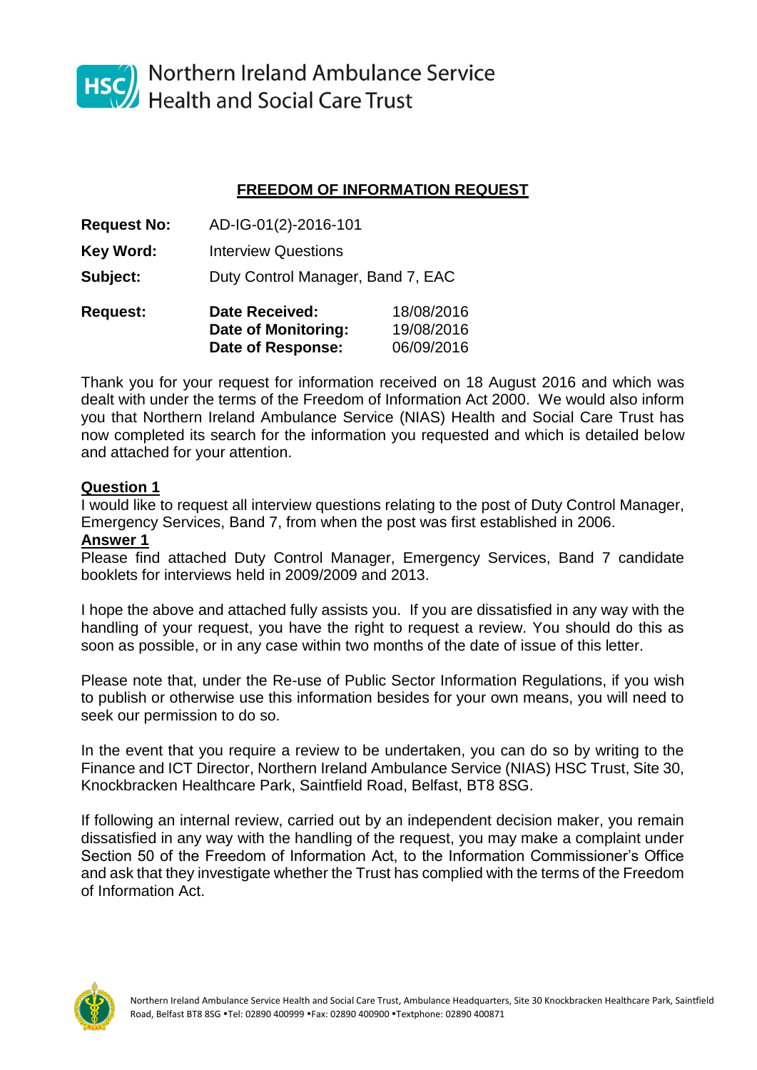Northern Ireland Ambulance Service
Health and Social Care Trust

## FREEDOM OF INFORMATION REQUEST

**Request No:** AD-IG-01(2)-2016-101

**Key Word:** Interview Questions

**Subject:** Duty Control Manager, Band 7, EAC

**Request:**

| | |
|---|---|
| **Date Received:** | 18/08/2016 |
| **Date of Monitoring:** | 19/08/2016 |
| **Date of Response:** | 06/09/2016 |

Thank you for your request for information received on 18 August 2016 and which was dealt with under the terms of the Freedom of Information Act 2000. We would also inform you that Northern Ireland Ambulance Service (NIAS) Health and Social Care Trust has now completed its search for the information you requested and which is detailed below and attached for your attention.

**Question 1**

I would like to request all interview questions relating to the post of Duty Control Manager, Emergency Services, Band 7, from when the post was first established in 2006.

**Answer 1**

Please find attached Duty Control Manager, Emergency Services, Band 7 candidate booklets for interviews held in 2009/2009 and 2013.

I hope the above and attached fully assists you. If you are dissatisfied in any way with the handling of your request, you have the right to request a review. You should do this as soon as possible, or in any case within two months of the date of issue of this letter.

Please note that, under the Re-use of Public Sector Information Regulations, if you wish to publish or otherwise use this information besides for your own means, you will need to seek our permission to do so.

In the event that you require a review to be undertaken, you can do so by writing to the Finance and ICT Director, Northern Ireland Ambulance Service (NIAS) HSC Trust, Site 30, Knockbracken Healthcare Park, Saintfield Road, Belfast, BT8 8SG.

If following an internal review, carried out by an independent decision maker, you remain dissatisfied in any way with the handling of the request, you may make a complaint under Section 50 of the Freedom of Information Act, to the Information Commissioner's Office and ask that they investigate whether the Trust has complied with the terms of the Freedom of Information Act.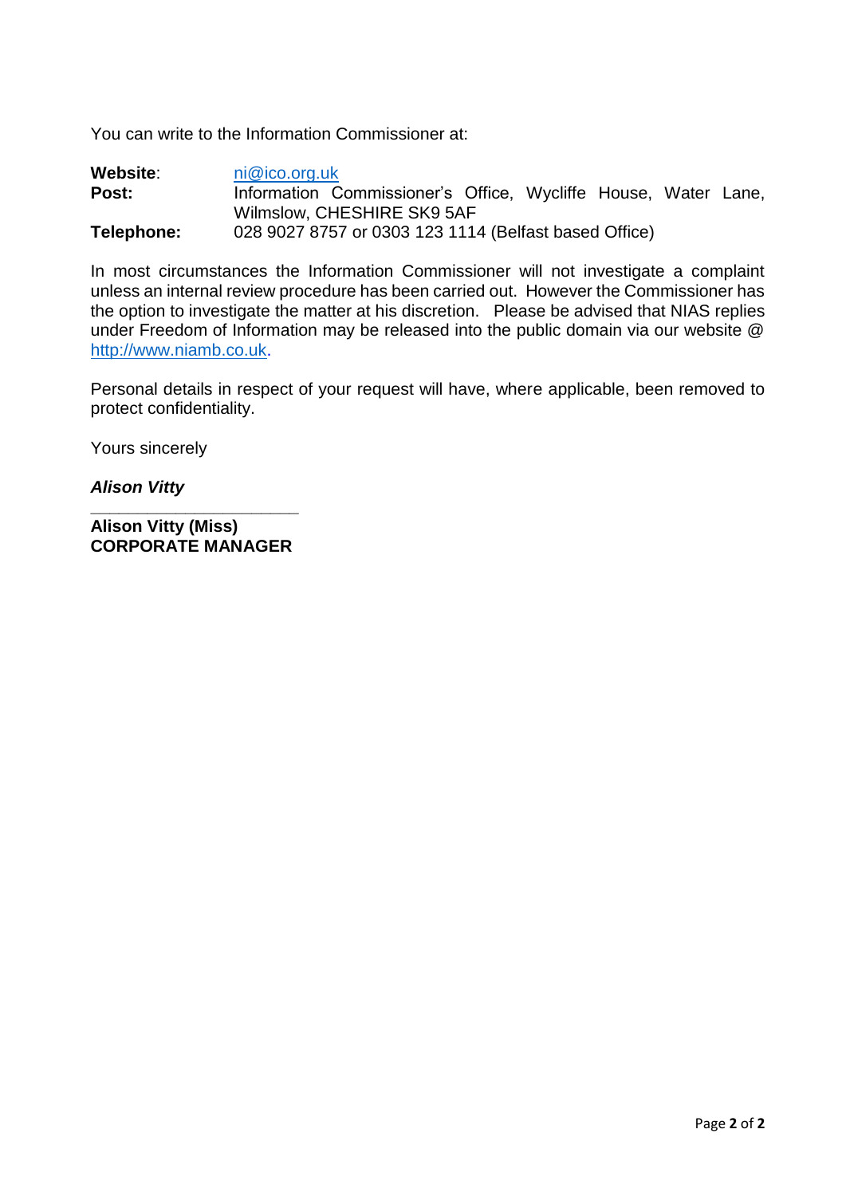You can write to the Information Commissioner at:

| | |
|---|---|
| **Website**: | ni@ico.org.uk |
| **Post:** | Information Commissioner's Office, Wycliffe House, Water Lane, Wilmslow, CHESHIRE SK9 5AF |
| **Telephone:** | 028 9027 8757 or 0303 123 1114 (Belfast based Office) |

In most circumstances the Information Commissioner will not investigate a complaint unless an internal review procedure has been carried out. However the Commissioner has the option to investigate the matter at his discretion. Please be advised that NIAS replies under Freedom of Information may be released into the public domain via our website @ http://www.niamb.co.uk.

Personal details in respect of your request will have, where applicable, been removed to protect confidentiality.

Yours sincerely

***Alison Vitty***

______________________

**Alison Vitty (Miss)**
**CORPORATE MANAGER**